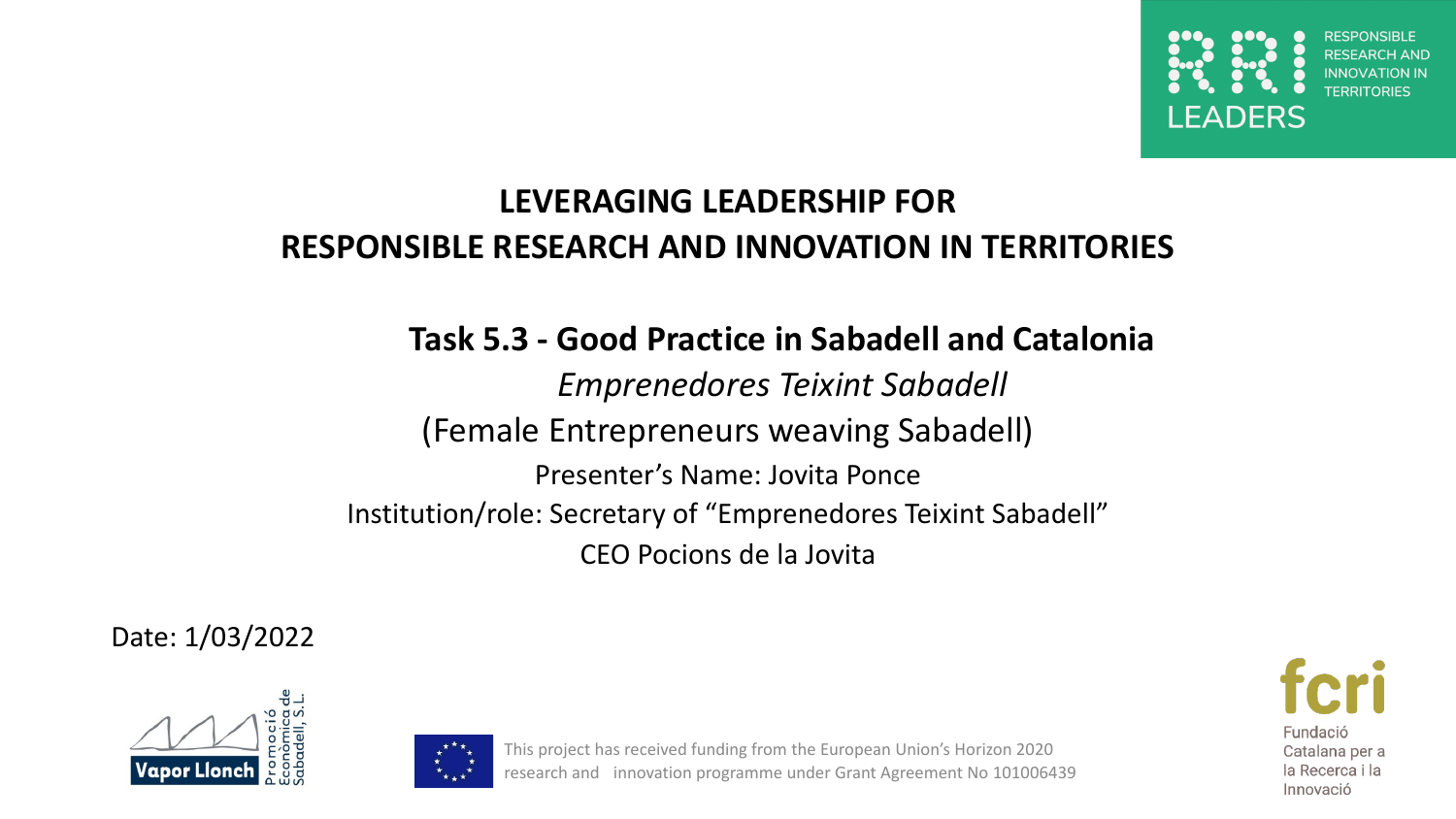RESPONSIBLE RESEARCH AND INNOVATION IN TERRITORIES

RRI LEADERS

# LEVERAGING LEADERSHIP FOR RESPONSIBLE RESEARCH AND INNOVATION IN TERRITORIES

## Task 5.3 - Good Practice in Sabadell and Catalonia

*Emprenedores Teixint Sabadell*

(Female Entrepreneurs weaving Sabadell)

Presenter's Name: Jovita Ponce

Institution/role: Secretary of "Emprenedores Teixint Sabadell"

CEO Pocions de la Jovita

Date: 1/03/2022

Vapor Llonch – Promoció Econòmica de Sabadell, S.L.

This project has received funding from the European Union's Horizon 2020 research and innovation programme under Grant Agreement No 101006439

fcri – Fundació Catalana per a la Recerca i la Innovació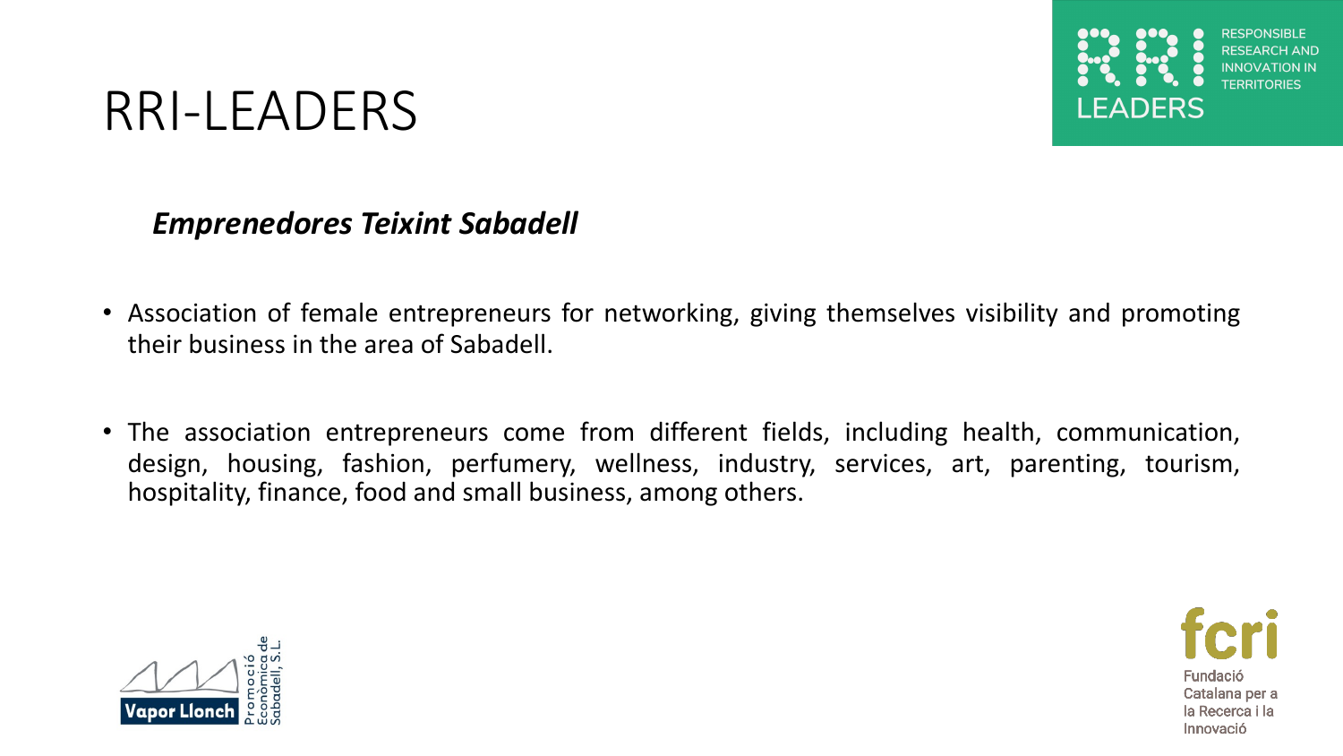# RRI-LEADERS

***Emprenedores Teixint Sabadell***

- Association of female entrepreneurs for networking, giving themselves visibility and promoting their business in the area of Sabadell.
- The association entrepreneurs come from different fields, including health, communication, design, housing, fashion, perfumery, wellness, industry, services, art, parenting, tourism, hospitality, finance, food and small business, among others.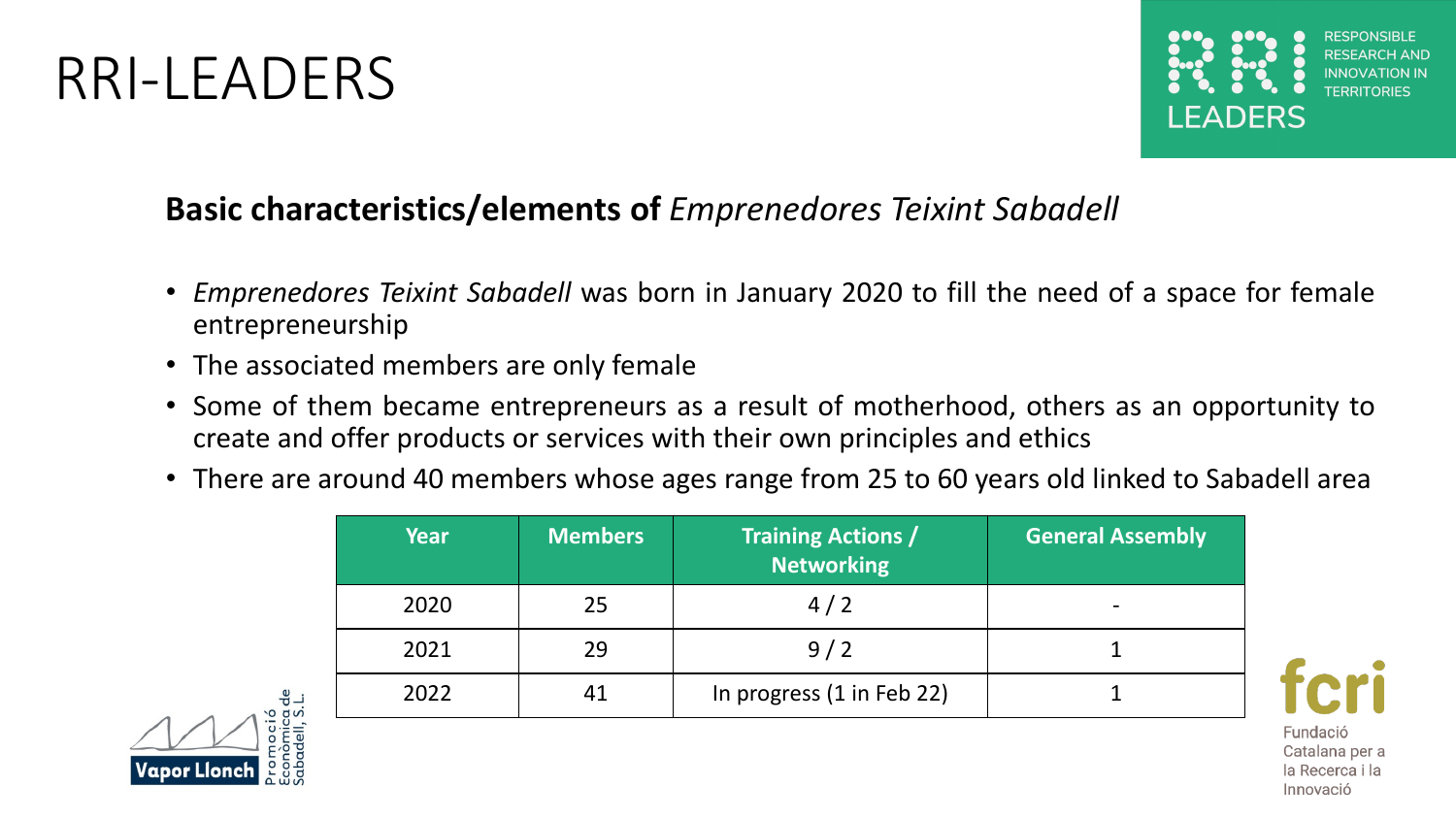# RRI-LEADERS

## **Basic characteristics/elements of** *Emprenedores Teixint Sabadell*

- *Emprenedores Teixint Sabadell* was born in January 2020 to fill the need of a space for female entrepreneurship
- The associated members are only female
- Some of them became entrepreneurs as a result of motherhood, others as an opportunity to create and offer products or services with their own principles and ethics
- There are around 40 members whose ages range from 25 to 60 years old linked to Sabadell area

| Year | Members | Training Actions / Networking | General Assembly |
|---|---|---|---|
| 2020 | 25 | 4 / 2 | - |
| 2021 | 29 | 9 / 2 | 1 |
| 2022 | 41 | In progress (1 in Feb 22) | 1 |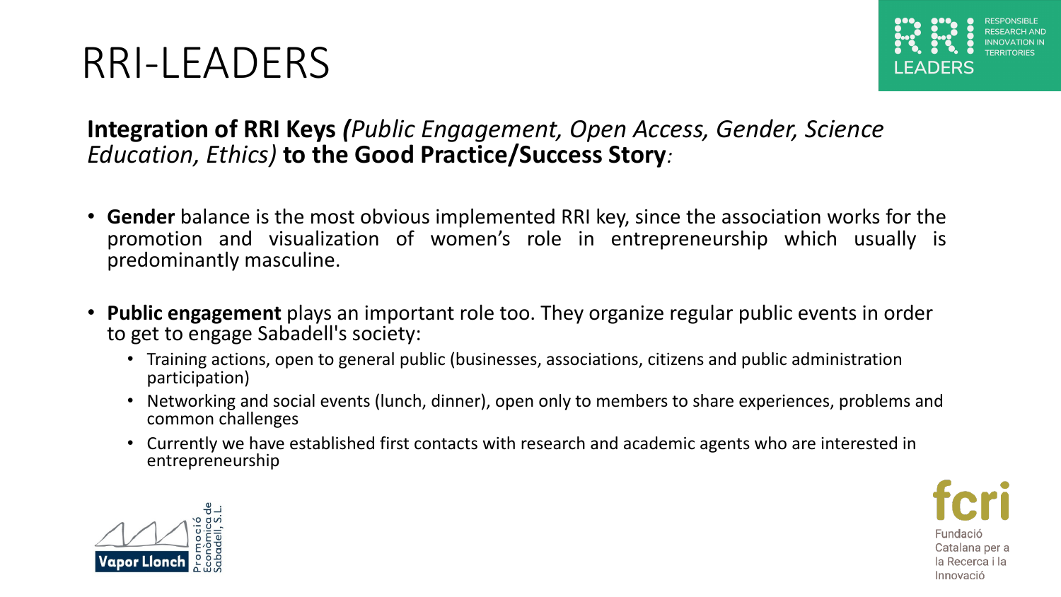# RRI-LEADERS

**Integration of RRI Keys (***Public Engagement, Open Access, Gender, Science Education, Ethics***) to the Good Practice/Success Story***:*

- **Gender** balance is the most obvious implemented RRI key, since the association works for the promotion and visualization of women's role in entrepreneurship which usually is predominantly masculine.
- **Public engagement** plays an important role too. They organize regular public events in order to get to engage Sabadell's society:
  - Training actions, open to general public (businesses, associations, citizens and public administration participation)
  - Networking and social events (lunch, dinner), open only to members to share experiences, problems and common challenges
  - Currently we have established first contacts with research and academic agents who are interested in entrepreneurship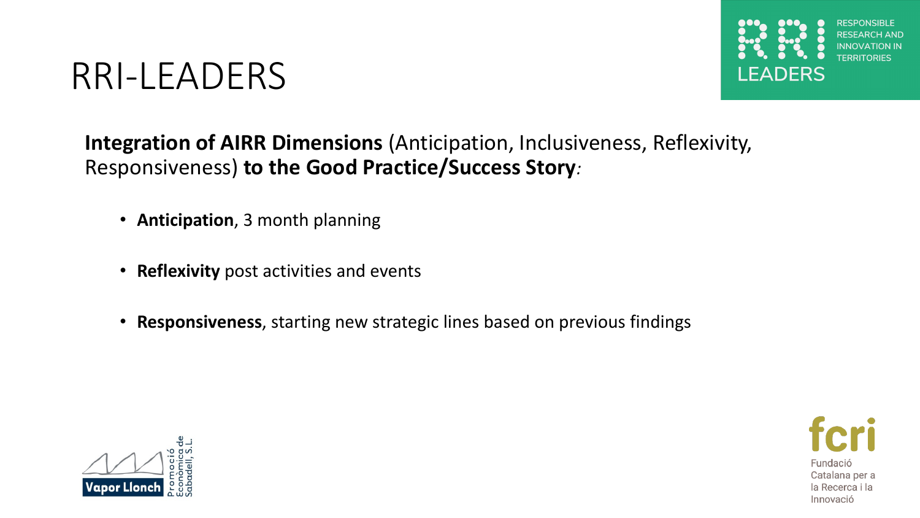# RRI-LEADERS

**Integration of AIRR Dimensions** (Anticipation, Inclusiveness, Reflexivity, Responsiveness) **to the Good Practice/Success Story***:*

- **Anticipation**, 3 month planning
- **Reflexivity** post activities and events
- **Responsiveness**, starting new strategic lines based on previous findings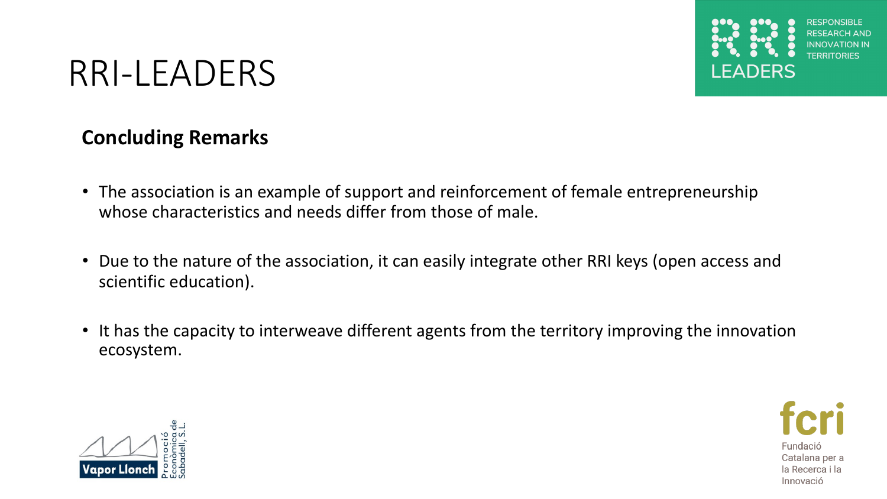# RRI-LEADERS

## Concluding Remarks

- The association is an example of support and reinforcement of female entrepreneurship whose characteristics and needs differ from those of male.
- Due to the nature of the association, it can easily integrate other RRI keys (open access and scientific education).
- It has the capacity to interweave different agents from the territory improving the innovation ecosystem.